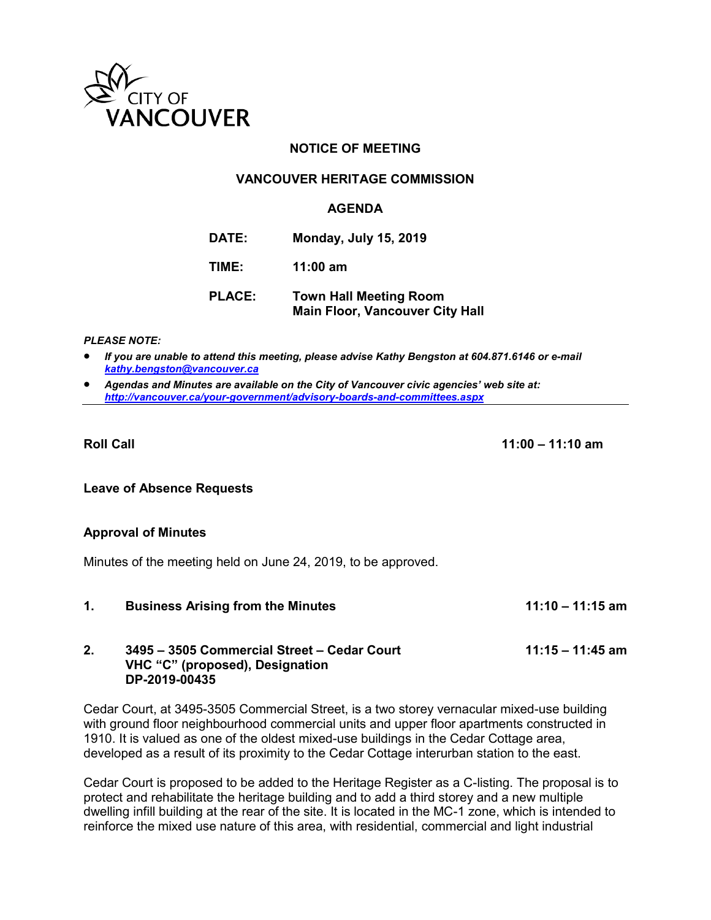CITY OF
VANCOUVER

# NOTICE OF MEETING

## VANCOUVER HERITAGE COMMISSION

## AGENDA

| | |
|---|---|
| **DATE:** | **Monday, July 15, 2019** |
| **TIME:** | **11:00 am** |
| **PLACE:** | **Town Hall Meeting Room**<br>**Main Floor, Vancouver City Hall** |

***PLEASE NOTE:***

- ***If you are unable to attend this meeting, please advise Kathy Bengston at 604.871.6146 or e-mail [kathy.bengston@vancouver.ca](mailto:kathy.bengston@vancouver.ca)***
- ***Agendas and Minutes are available on the City of Vancouver civic agencies' web site at: [http://vancouver.ca/your-government/advisory-boards-and-committees.aspx](http://vancouver.ca/your-government/advisory-boards-and-committees.aspx)***

---

**Roll Call** **11:00 – 11:10 am**

**Leave of Absence Requests**

**Approval of Minutes**

Minutes of the meeting held on June 24, 2019, to be approved.

**1. Business Arising from the Minutes** **11:10 – 11:15 am**

**2. 3495 – 3505 Commercial Street – Cedar Court** **11:15 – 11:45 am**
**VHC "C" (proposed), Designation**
**DP-2019-00435**

Cedar Court, at 3495-3505 Commercial Street, is a two storey vernacular mixed-use building with ground floor neighbourhood commercial units and upper floor apartments constructed in 1910. It is valued as one of the oldest mixed-use buildings in the Cedar Cottage area, developed as a result of its proximity to the Cedar Cottage interurban station to the east.

Cedar Court is proposed to be added to the Heritage Register as a C-listing. The proposal is to protect and rehabilitate the heritage building and to add a third storey and a new multiple dwelling infill building at the rear of the site. It is located in the MC-1 zone, which is intended to reinforce the mixed use nature of this area, with residential, commercial and light industrial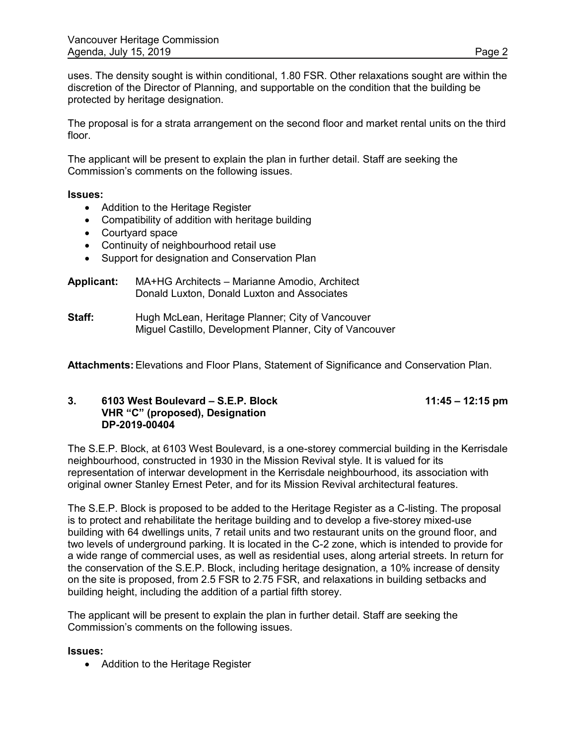uses. The density sought is within conditional, 1.80 FSR. Other relaxations sought are within the discretion of the Director of Planning, and supportable on the condition that the building be protected by heritage designation.

The proposal is for a strata arrangement on the second floor and market rental units on the third floor.

The applicant will be present to explain the plan in further detail. Staff are seeking the Commission's comments on the following issues.

**Issues:**

- Addition to the Heritage Register
- Compatibility of addition with heritage building
- Courtyard space
- Continuity of neighbourhood retail use
- Support for designation and Conservation Plan

**Applicant:** MA+HG Architects – Marianne Amodio, Architect
Donald Luxton, Donald Luxton and Associates

**Staff:** Hugh McLean, Heritage Planner; City of Vancouver
Miguel Castillo, Development Planner, City of Vancouver

**Attachments:** Elevations and Floor Plans, Statement of Significance and Conservation Plan.

### 3. 6103 West Boulevard – S.E.P. Block VHR "C" (proposed), Designation DP-2019-00404 — 11:45 – 12:15 pm

The S.E.P. Block, at 6103 West Boulevard, is a one-storey commercial building in the Kerrisdale neighbourhood, constructed in 1930 in the Mission Revival style. It is valued for its representation of interwar development in the Kerrisdale neighbourhood, its association with original owner Stanley Ernest Peter, and for its Mission Revival architectural features.

The S.E.P. Block is proposed to be added to the Heritage Register as a C-listing. The proposal is to protect and rehabilitate the heritage building and to develop a five-storey mixed-use building with 64 dwellings units, 7 retail units and two restaurant units on the ground floor, and two levels of underground parking. It is located in the C-2 zone, which is intended to provide for a wide range of commercial uses, as well as residential uses, along arterial streets. In return for the conservation of the S.E.P. Block, including heritage designation, a 10% increase of density on the site is proposed, from 2.5 FSR to 2.75 FSR, and relaxations in building setbacks and building height, including the addition of a partial fifth storey.

The applicant will be present to explain the plan in further detail. Staff are seeking the Commission's comments on the following issues.

**Issues:**

- Addition to the Heritage Register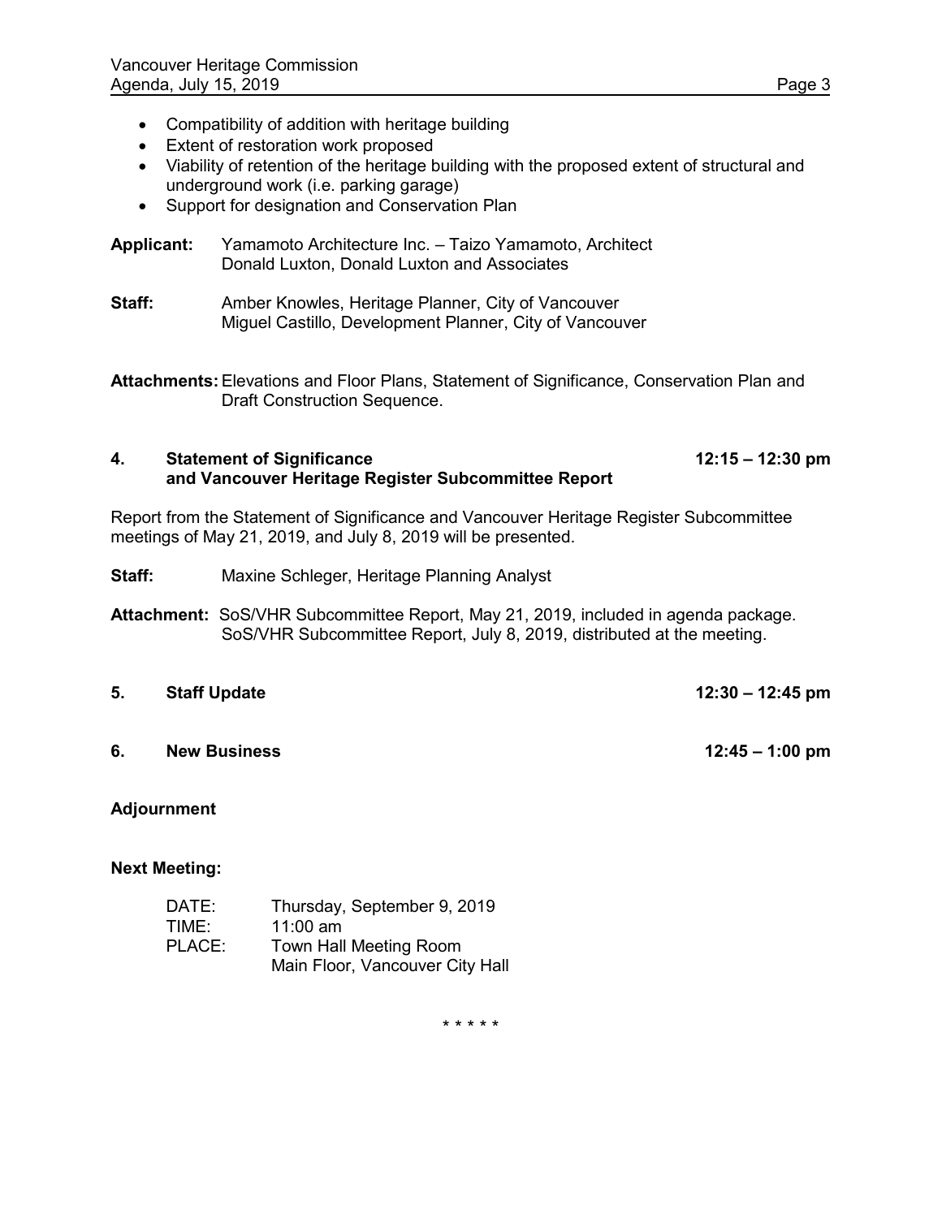- Compatibility of addition with heritage building
- Extent of restoration work proposed
- Viability of retention of the heritage building with the proposed extent of structural and underground work (i.e. parking garage)
- Support for designation and Conservation Plan

**Applicant:** Yamamoto Architecture Inc. – Taizo Yamamoto, Architect
Donald Luxton, Donald Luxton and Associates

**Staff:** Amber Knowles, Heritage Planner, City of Vancouver
Miguel Castillo, Development Planner, City of Vancouver

**Attachments:** Elevations and Floor Plans, Statement of Significance, Conservation Plan and Draft Construction Sequence.

## 4. Statement of Significance and Vancouver Heritage Register Subcommittee Report 12:15 – 12:30 pm

Report from the Statement of Significance and Vancouver Heritage Register Subcommittee meetings of May 21, 2019, and July 8, 2019 will be presented.

**Staff:** Maxine Schleger, Heritage Planning Analyst

**Attachment:** SoS/VHR Subcommittee Report, May 21, 2019, included in agenda package.
SoS/VHR Subcommittee Report, July 8, 2019, distributed at the meeting.

## 5. Staff Update 12:30 – 12:45 pm

## 6. New Business 12:45 – 1:00 pm

**Adjournment**

**Next Meeting:**

DATE: Thursday, September 9, 2019
TIME: 11:00 am
PLACE: Town Hall Meeting Room
Main Floor, Vancouver City Hall

\* \* \* \* \*